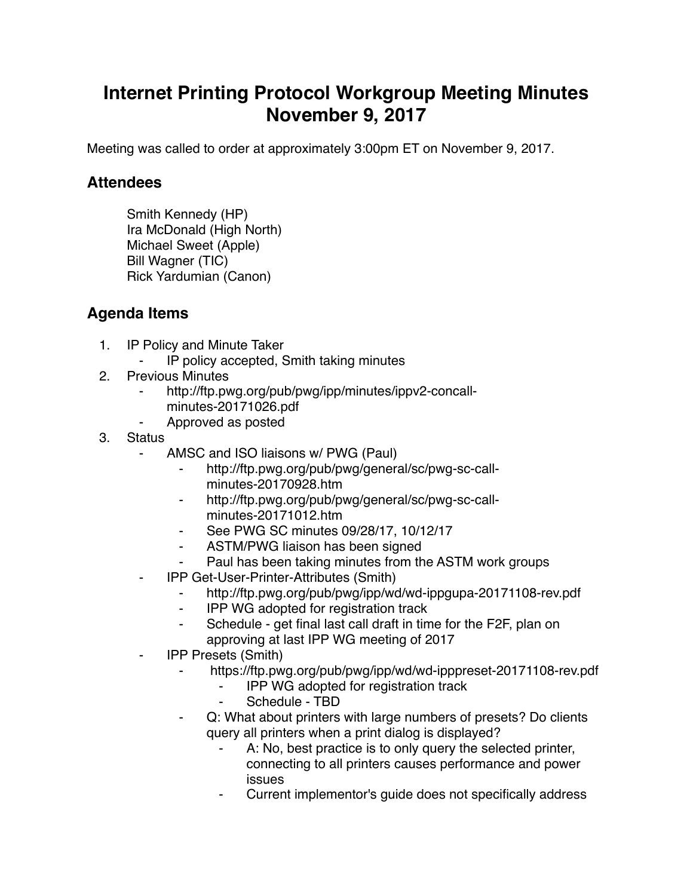# Internet Printing Protocol Workgroup Meeting Minutes November 9, 2017

Meeting was called to order at approximately 3:00pm ET on November 9, 2017.

## Attendees

Smith Kennedy (HP)
Ira McDonald (High North)
Michael Sweet (Apple)
Bill Wagner (TIC)
Rick Yardumian (Canon)

## Agenda Items

1. IP Policy and Minute Taker
   - IP policy accepted, Smith taking minutes
2. Previous Minutes
   - http://ftp.pwg.org/pub/pwg/ipp/minutes/ippv2-concall-minutes-20171026.pdf
   - Approved as posted
3. Status
   - AMSC and ISO liaisons w/ PWG (Paul)
     - http://ftp.pwg.org/pub/pwg/general/sc/pwg-sc-call-minutes-20170928.htm
     - http://ftp.pwg.org/pub/pwg/general/sc/pwg-sc-call-minutes-20171012.htm
     - See PWG SC minutes 09/28/17, 10/12/17
     - ASTM/PWG liaison has been signed
     - Paul has been taking minutes from the ASTM work groups
   - IPP Get-User-Printer-Attributes (Smith)
     - http://ftp.pwg.org/pub/pwg/ipp/wd/wd-ippgupa-20171108-rev.pdf
     - IPP WG adopted for registration track
     - Schedule - get final last call draft in time for the F2F, plan on approving at last IPP WG meeting of 2017
   - IPP Presets (Smith)
     - https://ftp.pwg.org/pub/pwg/ipp/wd/wd-ipppreset-20171108-rev.pdf
       - IPP WG adopted for registration track
       - Schedule - TBD
     - Q: What about printers with large numbers of presets? Do clients query all printers when a print dialog is displayed?
       - A: No, best practice is to only query the selected printer, connecting to all printers causes performance and power issues
       - Current implementor's guide does not specifically address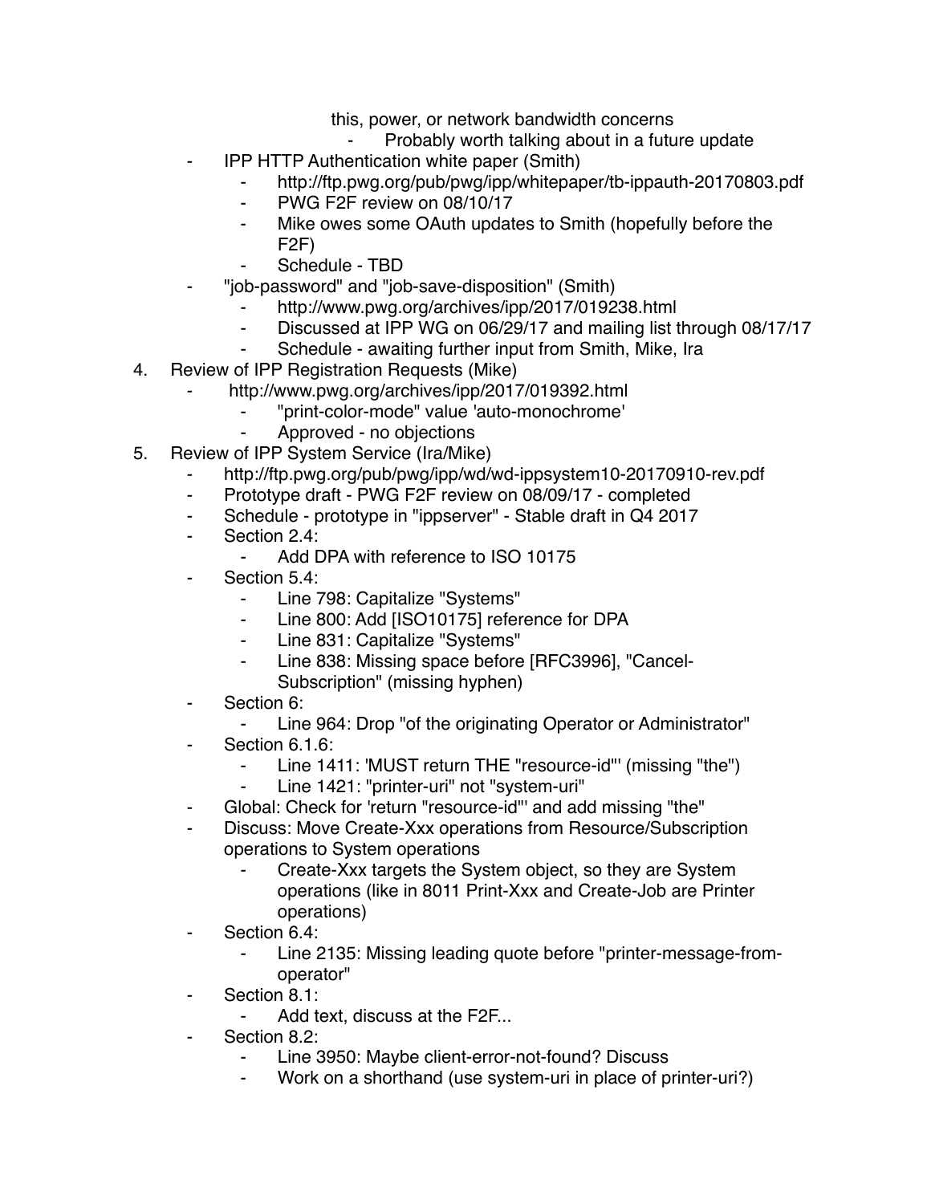this, power, or network bandwidth concerns
            - Probably worth talking about in a future update
    - IPP HTTP Authentication white paper (Smith)
        - http://ftp.pwg.org/pub/pwg/ipp/whitepaper/tb-ippauth-20170803.pdf
        - PWG F2F review on 08/10/17
        - Mike owes some OAuth updates to Smith (hopefully before the F2F)
        - Schedule - TBD
    - "job-password" and "job-save-disposition" (Smith)
        - http://www.pwg.org/archives/ipp/2017/019238.html
        - Discussed at IPP WG on 06/29/17 and mailing list through 08/17/17
        - Schedule - awaiting further input from Smith, Mike, Ira

4. Review of IPP Registration Requests (Mike)
    - http://www.pwg.org/archives/ipp/2017/019392.html
        - "print-color-mode" value 'auto-monochrome'
        - Approved - no objections
5. Review of IPP System Service (Ira/Mike)
    - http://ftp.pwg.org/pub/pwg/ipp/wd/wd-ippsystem10-20170910-rev.pdf
    - Prototype draft - PWG F2F review on 08/09/17 - completed
    - Schedule - prototype in "ippserver" - Stable draft in Q4 2017
    - Section 2.4:
        - Add DPA with reference to ISO 10175
    - Section 5.4:
        - Line 798: Capitalize "Systems"
        - Line 800: Add [ISO10175] reference for DPA
        - Line 831: Capitalize "Systems"
        - Line 838: Missing space before [RFC3996], "Cancel-Subscription" (missing hyphen)
    - Section 6:
        - Line 964: Drop "of the originating Operator or Administrator"
    - Section 6.1.6:
        - Line 1411: 'MUST return THE "resource-id"' (missing "the")
        - Line 1421: "printer-uri" not "system-uri"
    - Global: Check for 'return "resource-id"' and add missing "the"
    - Discuss: Move Create-Xxx operations from Resource/Subscription operations to System operations
        - Create-Xxx targets the System object, so they are System operations (like in 8011 Print-Xxx and Create-Job are Printer operations)
    - Section 6.4:
        - Line 2135: Missing leading quote before "printer-message-from-operator"
    - Section 8.1:
        - Add text, discuss at the F2F...
    - Section 8.2:
        - Line 3950: Maybe client-error-not-found? Discuss
        - Work on a shorthand (use system-uri in place of printer-uri?)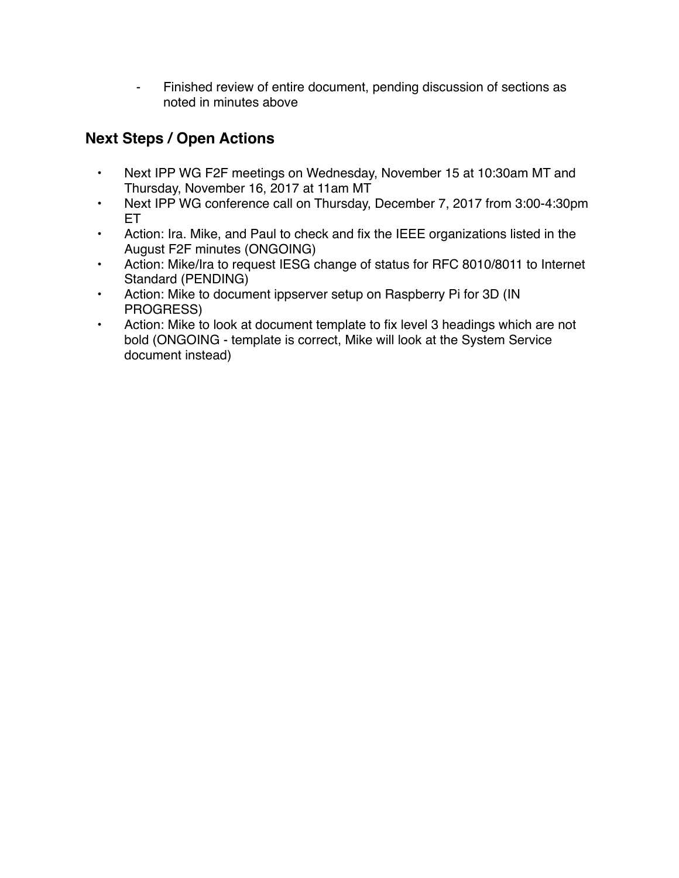- Finished review of entire document, pending discussion of sections as noted in minutes above

## Next Steps / Open Actions

- Next IPP WG F2F meetings on Wednesday, November 15 at 10:30am MT and Thursday, November 16, 2017 at 11am MT
- Next IPP WG conference call on Thursday, December 7, 2017 from 3:00-4:30pm ET
- Action: Ira. Mike, and Paul to check and fix the IEEE organizations listed in the August F2F minutes (ONGOING)
- Action: Mike/Ira to request IESG change of status for RFC 8010/8011 to Internet Standard (PENDING)
- Action: Mike to document ippserver setup on Raspberry Pi for 3D (IN PROGRESS)
- Action: Mike to look at document template to fix level 3 headings which are not bold (ONGOING - template is correct, Mike will look at the System Service document instead)